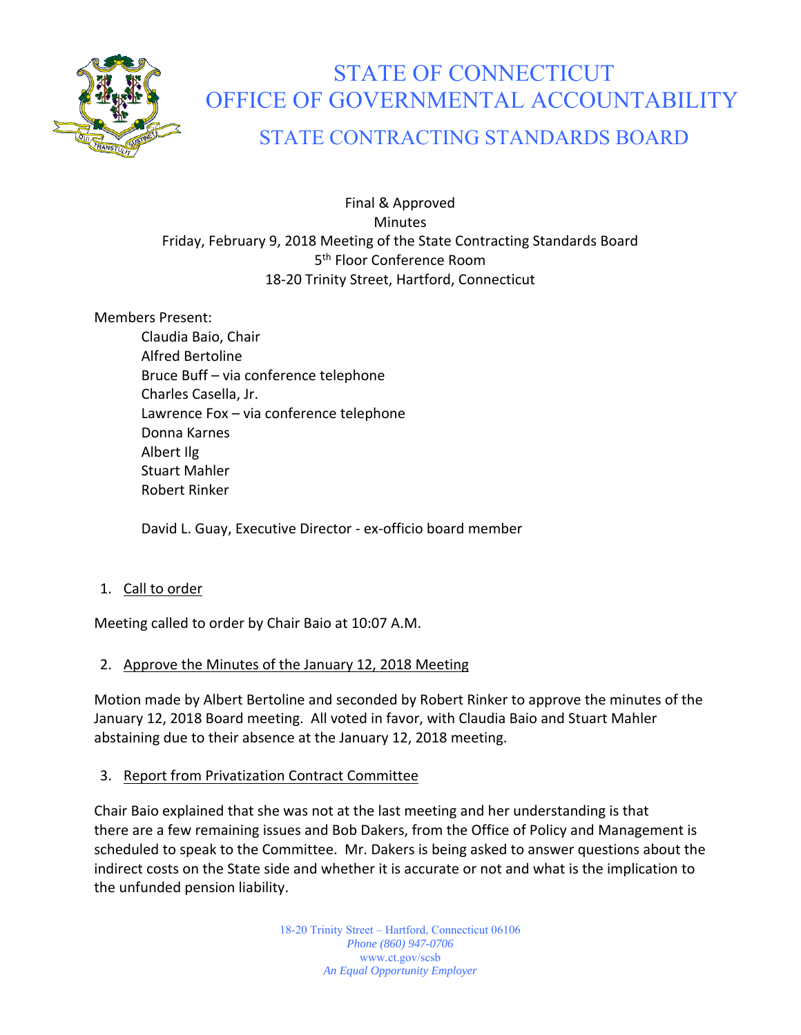# STATE OF CONNECTICUT
# OFFICE OF GOVERNMENTAL ACCOUNTABILITY
## STATE CONTRACTING STANDARDS BOARD

Final & Approved
Minutes
Friday, February 9, 2018 Meeting of the State Contracting Standards Board
5th Floor Conference Room
18-20 Trinity Street, Hartford, Connecticut

Members Present:

- Claudia Baio, Chair
- Alfred Bertoline
- Bruce Buff – via conference telephone
- Charles Casella, Jr.
- Lawrence Fox – via conference telephone
- Donna Karnes
- Albert Ilg
- Stuart Mahler
- Robert Rinker

David L. Guay, Executive Director - ex-officio board member

1. Call to order

Meeting called to order by Chair Baio at 10:07 A.M.

2. Approve the Minutes of the January 12, 2018 Meeting

Motion made by Albert Bertoline and seconded by Robert Rinker to approve the minutes of the January 12, 2018 Board meeting. All voted in favor, with Claudia Baio and Stuart Mahler abstaining due to their absence at the January 12, 2018 meeting.

3. Report from Privatization Contract Committee

Chair Baio explained that she was not at the last meeting and her understanding is that there are a few remaining issues and Bob Dakers, from the Office of Policy and Management is scheduled to speak to the Committee. Mr. Dakers is being asked to answer questions about the indirect costs on the State side and whether it is accurate or not and what is the implication to the unfunded pension liability.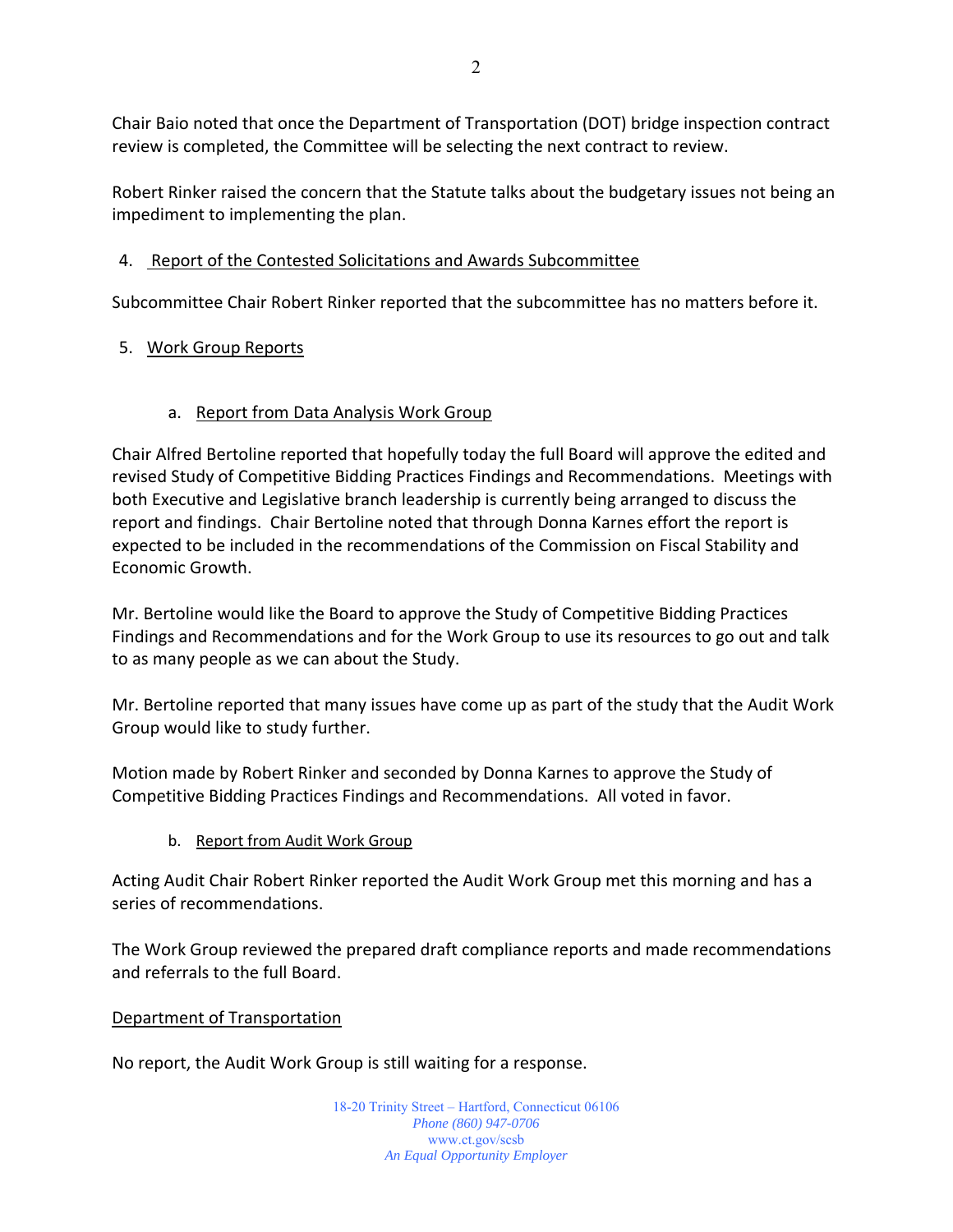Chair Baio noted that once the Department of Transportation (DOT) bridge inspection contract review is completed, the Committee will be selecting the next contract to review.

Robert Rinker raised the concern that the Statute talks about the budgetary issues not being an impediment to implementing the plan.

4. Report of the Contested Solicitations and Awards Subcommittee

Subcommittee Chair Robert Rinker reported that the subcommittee has no matters before it.

5. Work Group Reports

a. Report from Data Analysis Work Group

Chair Alfred Bertoline reported that hopefully today the full Board will approve the edited and revised Study of Competitive Bidding Practices Findings and Recommendations. Meetings with both Executive and Legislative branch leadership is currently being arranged to discuss the report and findings. Chair Bertoline noted that through Donna Karnes effort the report is expected to be included in the recommendations of the Commission on Fiscal Stability and Economic Growth.

Mr. Bertoline would like the Board to approve the Study of Competitive Bidding Practices Findings and Recommendations and for the Work Group to use its resources to go out and talk to as many people as we can about the Study.

Mr. Bertoline reported that many issues have come up as part of the study that the Audit Work Group would like to study further.

Motion made by Robert Rinker and seconded by Donna Karnes to approve the Study of Competitive Bidding Practices Findings and Recommendations. All voted in favor.

b. Report from Audit Work Group

Acting Audit Chair Robert Rinker reported the Audit Work Group met this morning and has a series of recommendations.

The Work Group reviewed the prepared draft compliance reports and made recommendations and referrals to the full Board.

Department of Transportation

No report, the Audit Work Group is still waiting for a response.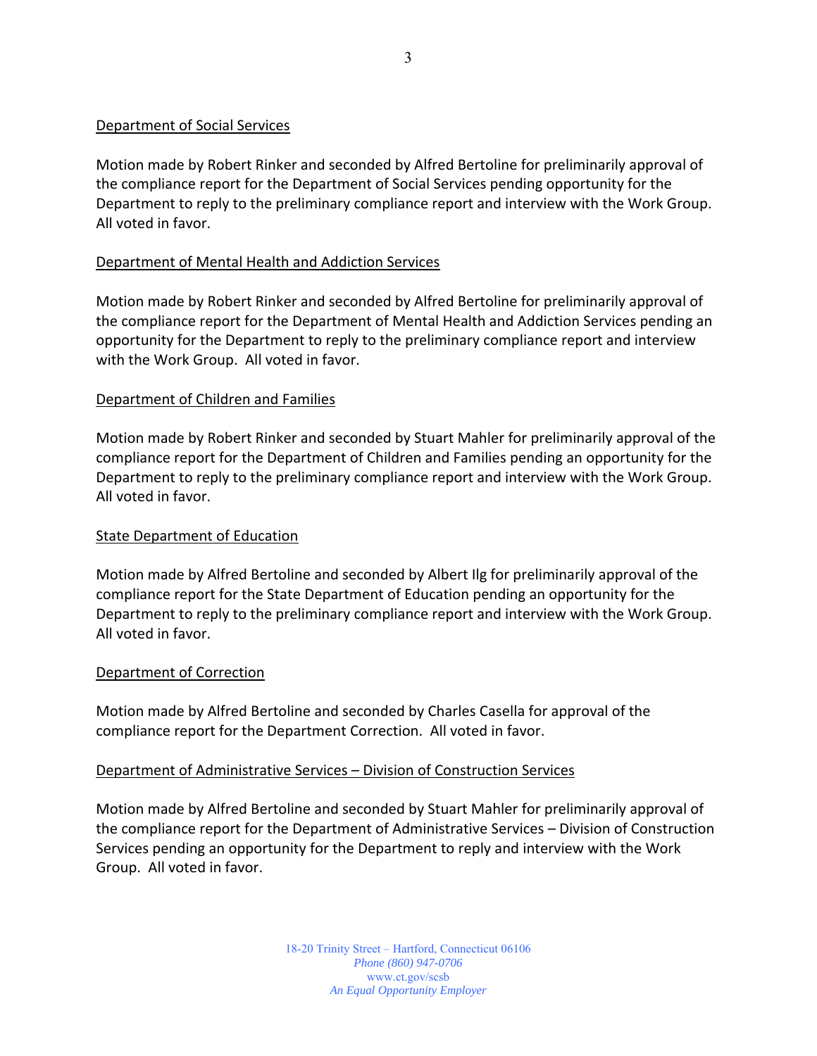Department of Social Services

Motion made by Robert Rinker and seconded by Alfred Bertoline for preliminarily approval of the compliance report for the Department of Social Services pending opportunity for the Department to reply to the preliminary compliance report and interview with the Work Group. All voted in favor.

Department of Mental Health and Addiction Services

Motion made by Robert Rinker and seconded by Alfred Bertoline for preliminarily approval of the compliance report for the Department of Mental Health and Addiction Services pending an opportunity for the Department to reply to the preliminary compliance report and interview with the Work Group. All voted in favor.

Department of Children and Families

Motion made by Robert Rinker and seconded by Stuart Mahler for preliminarily approval of the compliance report for the Department of Children and Families pending an opportunity for the Department to reply to the preliminary compliance report and interview with the Work Group. All voted in favor.

State Department of Education

Motion made by Alfred Bertoline and seconded by Albert Ilg for preliminarily approval of the compliance report for the State Department of Education pending an opportunity for the Department to reply to the preliminary compliance report and interview with the Work Group. All voted in favor.

Department of Correction

Motion made by Alfred Bertoline and seconded by Charles Casella for approval of the compliance report for the Department Correction. All voted in favor.

Department of Administrative Services – Division of Construction Services

Motion made by Alfred Bertoline and seconded by Stuart Mahler for preliminarily approval of the compliance report for the Department of Administrative Services – Division of Construction Services pending an opportunity for the Department to reply and interview with the Work Group. All voted in favor.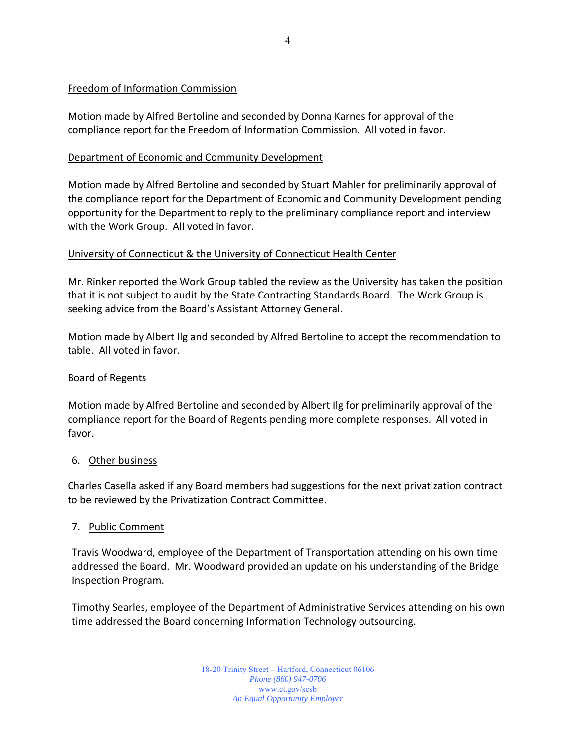Freedom of Information Commission

Motion made by Alfred Bertoline and seconded by Donna Karnes for approval of the compliance report for the Freedom of Information Commission. All voted in favor.

Department of Economic and Community Development

Motion made by Alfred Bertoline and seconded by Stuart Mahler for preliminarily approval of the compliance report for the Department of Economic and Community Development pending opportunity for the Department to reply to the preliminary compliance report and interview with the Work Group. All voted in favor.

University of Connecticut & the University of Connecticut Health Center

Mr. Rinker reported the Work Group tabled the review as the University has taken the position that it is not subject to audit by the State Contracting Standards Board. The Work Group is seeking advice from the Board's Assistant Attorney General.

Motion made by Albert Ilg and seconded by Alfred Bertoline to accept the recommendation to table. All voted in favor.

Board of Regents

Motion made by Alfred Bertoline and seconded by Albert Ilg for preliminarily approval of the compliance report for the Board of Regents pending more complete responses. All voted in favor.

6. Other business

Charles Casella asked if any Board members had suggestions for the next privatization contract to be reviewed by the Privatization Contract Committee.

7. Public Comment

Travis Woodward, employee of the Department of Transportation attending on his own time addressed the Board. Mr. Woodward provided an update on his understanding of the Bridge Inspection Program.

Timothy Searles, employee of the Department of Administrative Services attending on his own time addressed the Board concerning Information Technology outsourcing.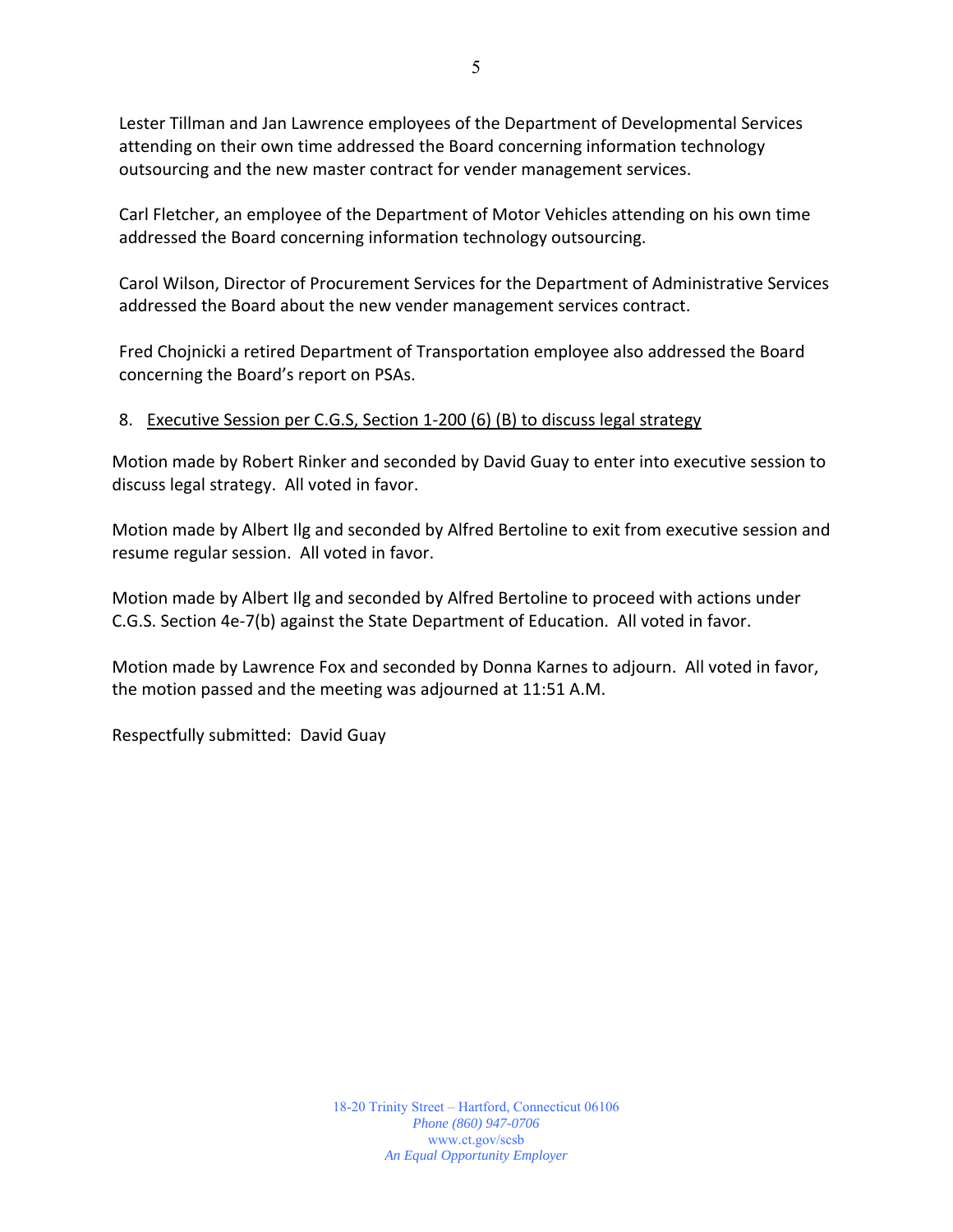Lester Tillman and Jan Lawrence employees of the Department of Developmental Services attending on their own time addressed the Board concerning information technology outsourcing and the new master contract for vender management services.

Carl Fletcher, an employee of the Department of Motor Vehicles attending on his own time addressed the Board concerning information technology outsourcing.

Carol Wilson, Director of Procurement Services for the Department of Administrative Services addressed the Board about the new vender management services contract.

Fred Chojnicki a retired Department of Transportation employee also addressed the Board concerning the Board's report on PSAs.

8. <u>Executive Session per C.G.S, Section 1-200 (6) (B) to discuss legal strategy</u>

Motion made by Robert Rinker and seconded by David Guay to enter into executive session to discuss legal strategy. All voted in favor.

Motion made by Albert Ilg and seconded by Alfred Bertoline to exit from executive session and resume regular session. All voted in favor.

Motion made by Albert Ilg and seconded by Alfred Bertoline to proceed with actions under C.G.S. Section 4e-7(b) against the State Department of Education. All voted in favor.

Motion made by Lawrence Fox and seconded by Donna Karnes to adjourn. All voted in favor, the motion passed and the meeting was adjourned at 11:51 A.M.

Respectfully submitted: David Guay

*18-20 Trinity Street – Hartford, Connecticut 06106*
*Phone (860) 947-0706*
*www.ct.gov/scsb*
*An Equal Opportunity Employer*